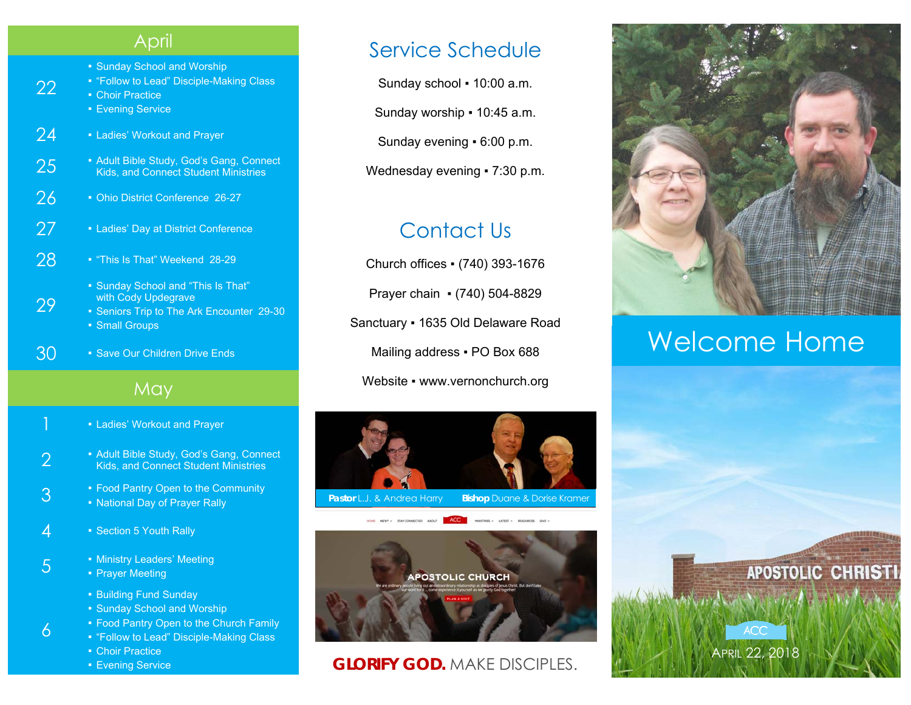## April

**22**
- Sunday School and Worship
- "Follow to Lead" Disciple-Making Class
- Choir Practice
- Evening Service

**24**
- Ladies' Workout and Prayer

**25**
- Adult Bible Study, God's Gang, Connect Kids, and Connect Student Ministries

**26**
- Ohio District Conference 26-27

**27**
- Ladies' Day at District Conference

**28**
- "This Is That" Weekend 28-29

**29**
- Sunday School and "This Is That" with Cody Updegrave
- Seniors Trip to The Ark Encounter 29-30
- Small Groups

**30**
- Save Our Children Drive Ends

## May

**1**
- Ladies' Workout and Prayer

**2**
- Adult Bible Study, God's Gang, Connect Kids, and Connect Student Ministries

**3**
- Food Pantry Open to the Community
- National Day of Prayer Rally

**4**
- Section 5 Youth Rally

**5**
- Ministry Leaders' Meeting
- Prayer Meeting

**6**
- Building Fund Sunday
- Sunday School and Worship
- Food Pantry Open to the Church Family
- "Follow to Lead" Disciple-Making Class
- Choir Practice
- Evening Service

## Service Schedule

Sunday school ▪ 10:00 a.m.

Sunday worship ▪ 10:45 a.m.

Sunday evening ▪ 6:00 p.m.

Wednesday evening ▪ 7:30 p.m.

## Contact Us

Church offices ▪ (740) 393-1676

Prayer chain ▪ (740) 504-8829

Sanctuary ▪ 1635 Old Delaware Road

Mailing address ▪ PO Box 688

Website ▪ www.vernonchurch.org

**Pastor** L.J. & Andrea Harry **Bishop** Duane & Dorise Kramer

HOME NEW? STAY CONNECTED ABOUT ACC MINISTRIES LATEST RESOURCES GIVE

APOSTOLIC CHURCH

We are ordinary people living out an extraordinary relationship as disciples of Jesus Christ. But don't take our word for it ...come experience it yourself as we glorify God together!

PLAN A VISIT

**GLORIFY GOD.** MAKE DISCIPLES.

# Welcome Home

APOSTOLIC CHRISTI

ACC

April 22, 2018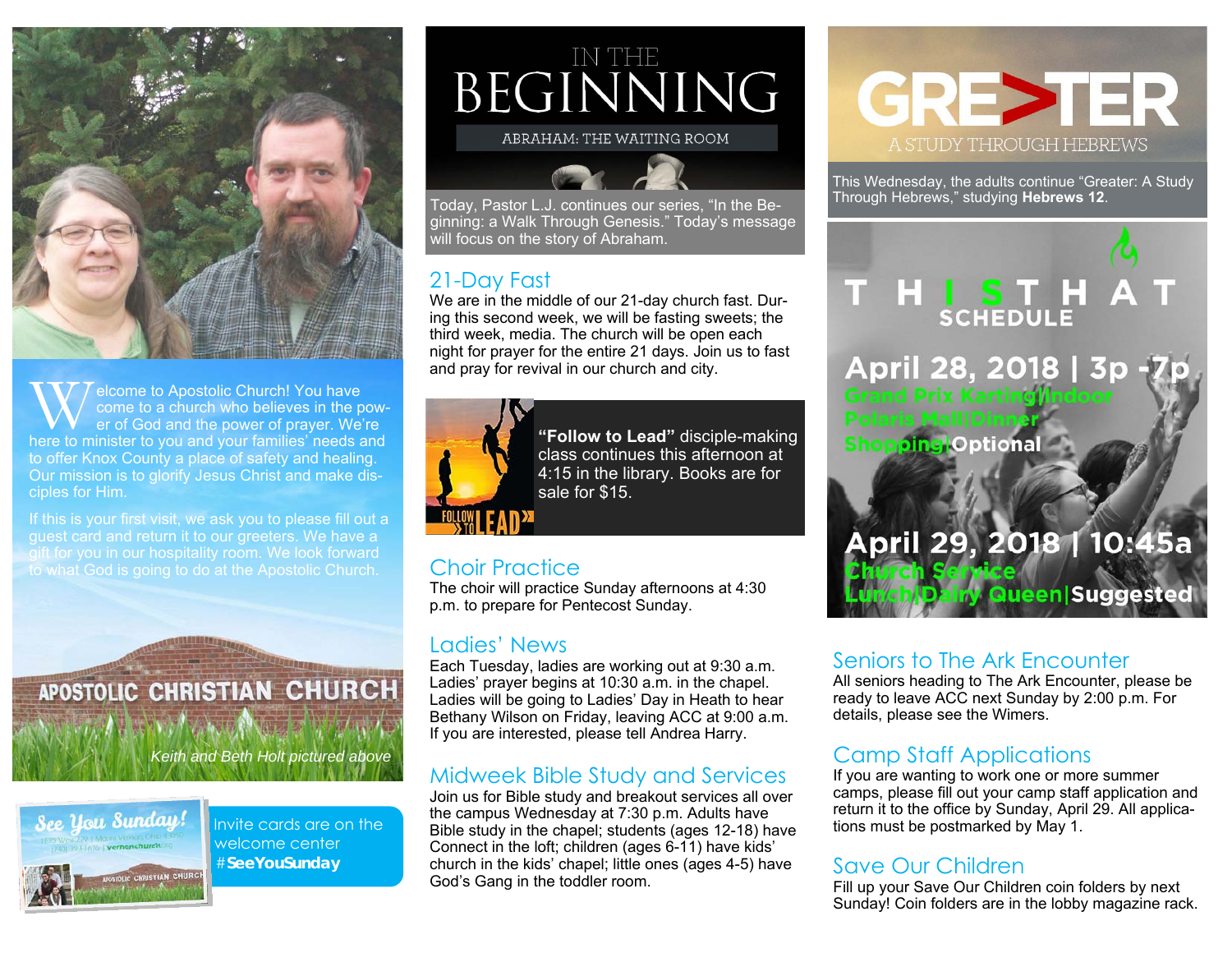Welcome to Apostolic Church! You have come to a church who believes in the power of God and the power of prayer. We're here to minister to you and your families' needs and to offer Knox County a place of safety and healing. Our mission is to glorify Jesus Christ and make disciples for Him.

If this is your first visit, we ask you to please fill out a guest card and return it to our greeters. We have a gift for you in our hospitality room. We look forward to what God is going to do at the Apostolic Church.

APOSTOLIC CHRISTIAN CHURCH

*Keith and Beth Holt pictured above*

Invite cards are on the welcome center **#SeeYouSunday**

IN THE BEGINNING

ABRAHAM: THE WAITING ROOM

Today, Pastor L.J. continues our series, "In the Beginning: a Walk Through Genesis." Today's message will focus on the story of Abraham.

## 21-Day Fast

We are in the middle of our 21-day church fast. During this second week, we will be fasting sweets; the third week, media. The church will be open each night for prayer for the entire 21 days. Join us to fast and pray for revival in our church and city.

**"Follow to Lead"** disciple-making class continues this afternoon at 4:15 in the library. Books are for sale for $15.

## Choir Practice

The choir will practice Sunday afternoons at 4:30 p.m. to prepare for Pentecost Sunday.

## Ladies' News

Each Tuesday, ladies are working out at 9:30 a.m. Ladies' prayer begins at 10:30 a.m. in the chapel. Ladies will be going to Ladies' Day in Heath to hear Bethany Wilson on Friday, leaving ACC at 9:00 a.m. If you are interested, please tell Andrea Harry.

## Midweek Bible Study and Services

Join us for Bible study and breakout services all over the campus Wednesday at 7:30 p.m. Adults have Bible study in the chapel; students (ages 12-18) have Connect in the loft; children (ages 6-11) have kids' church in the kids' chapel; little ones (ages 4-5) have God's Gang in the toddler room.

GREATER

A STUDY THROUGH HEBREWS

This Wednesday, the adults continue "Greater: A Study Through Hebrews," studying **Hebrews 12**.

THIS THAT

SCHEDULE

**April 28, 2018 | 3p -7p**

Grand Prix Karting|Indoor Polaris Mall|Dinner Shopping|Optional

**April 29, 2018 | 10:45a**

Church Service

Lunch|Dairy Queen|Suggested

## Seniors to The Ark Encounter

All seniors heading to The Ark Encounter, please be ready to leave ACC next Sunday by 2:00 p.m. For details, please see the Wimers.

## Camp Staff Applications

If you are wanting to work one or more summer camps, please fill out your camp staff application and return it to the office by Sunday, April 29. All applications must be postmarked by May 1.

## Save Our Children

Fill up your Save Our Children coin folders by next Sunday! Coin folders are in the lobby magazine rack.